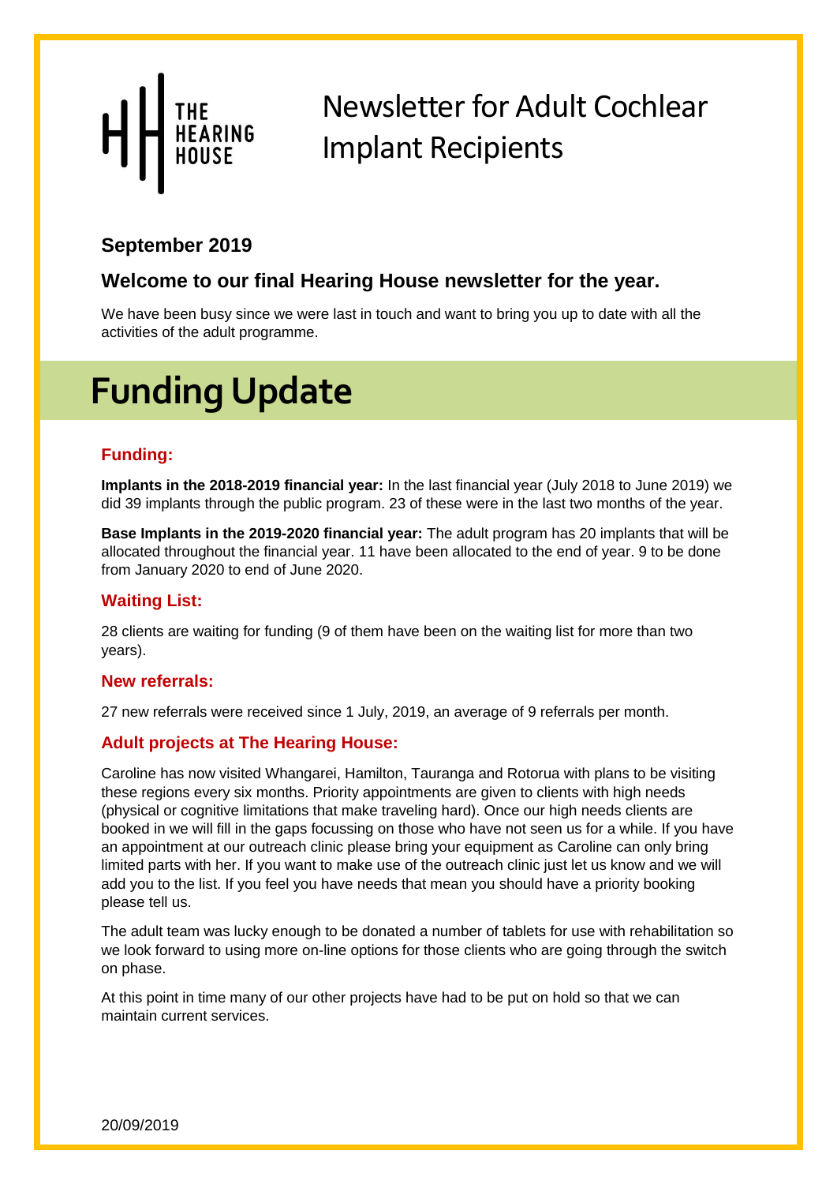THE HEARING HOUSE

# Newsletter for Adult Cochlear Implant Recipients

### September 2019

### Welcome to our final Hearing House newsletter for the year.

We have been busy since we were last in touch and want to bring you up to date with all the activities of the adult programme.

# Funding Update

### Funding:

**Implants in the 2018-2019 financial year:** In the last financial year (July 2018 to June 2019) we did 39 implants through the public program. 23 of these were in the last two months of the year.

**Base Implants in the 2019-2020 financial year:** The adult program has 20 implants that will be allocated throughout the financial year. 11 have been allocated to the end of year. 9 to be done from January 2020 to end of June 2020.

### Waiting List:

28 clients are waiting for funding (9 of them have been on the waiting list for more than two years).

### New referrals:

27 new referrals were received since 1 July, 2019, an average of 9 referrals per month.

### Adult projects at The Hearing House:

Caroline has now visited Whangarei, Hamilton, Tauranga and Rotorua with plans to be visiting these regions every six months. Priority appointments are given to clients with high needs (physical or cognitive limitations that make traveling hard). Once our high needs clients are booked in we will fill in the gaps focussing on those who have not seen us for a while. If you have an appointment at our outreach clinic please bring your equipment as Caroline can only bring limited parts with her. If you want to make use of the outreach clinic just let us know and we will add you to the list. If you feel you have needs that mean you should have a priority booking please tell us.

The adult team was lucky enough to be donated a number of tablets for use with rehabilitation so we look forward to using more on-line options for those clients who are going through the switch on phase.

At this point in time many of our other projects have had to be put on hold so that we can maintain current services.

20/09/2019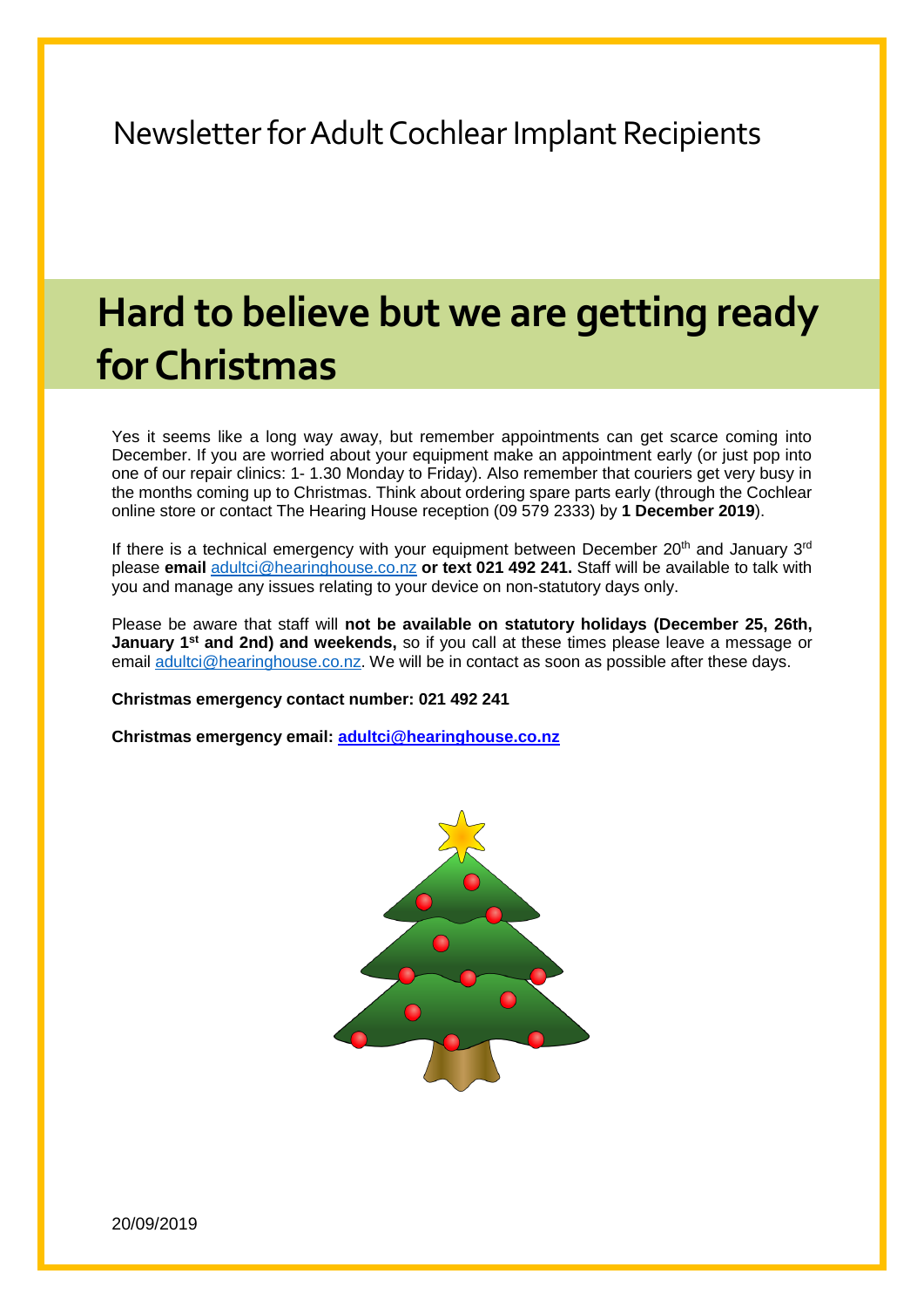Newsletter for Adult Cochlear Implant Recipients

# Hard to believe but we are getting ready for Christmas

Yes it seems like a long way away, but remember appointments can get scarce coming into December. If you are worried about your equipment make an appointment early (or just pop into one of our repair clinics: 1- 1.30 Monday to Friday). Also remember that couriers get very busy in the months coming up to Christmas. Think about ordering spare parts early (through the Cochlear online store or contact The Hearing House reception (09 579 2333) by **1 December 2019**).

If there is a technical emergency with your equipment between December 20th and January 3rd please **email** adultci@hearinghouse.co.nz **or text 021 492 241.** Staff will be available to talk with you and manage any issues relating to your device on non-statutory days only.

Please be aware that staff will **not be available on statutory holidays (December 25, 26th, January 1st and 2nd) and weekends,** so if you call at these times please leave a message or email adultci@hearinghouse.co.nz. We will be in contact as soon as possible after these days.

**Christmas emergency contact number: 021 492 241**

**Christmas emergency email: adultci@hearinghouse.co.nz**

20/09/2019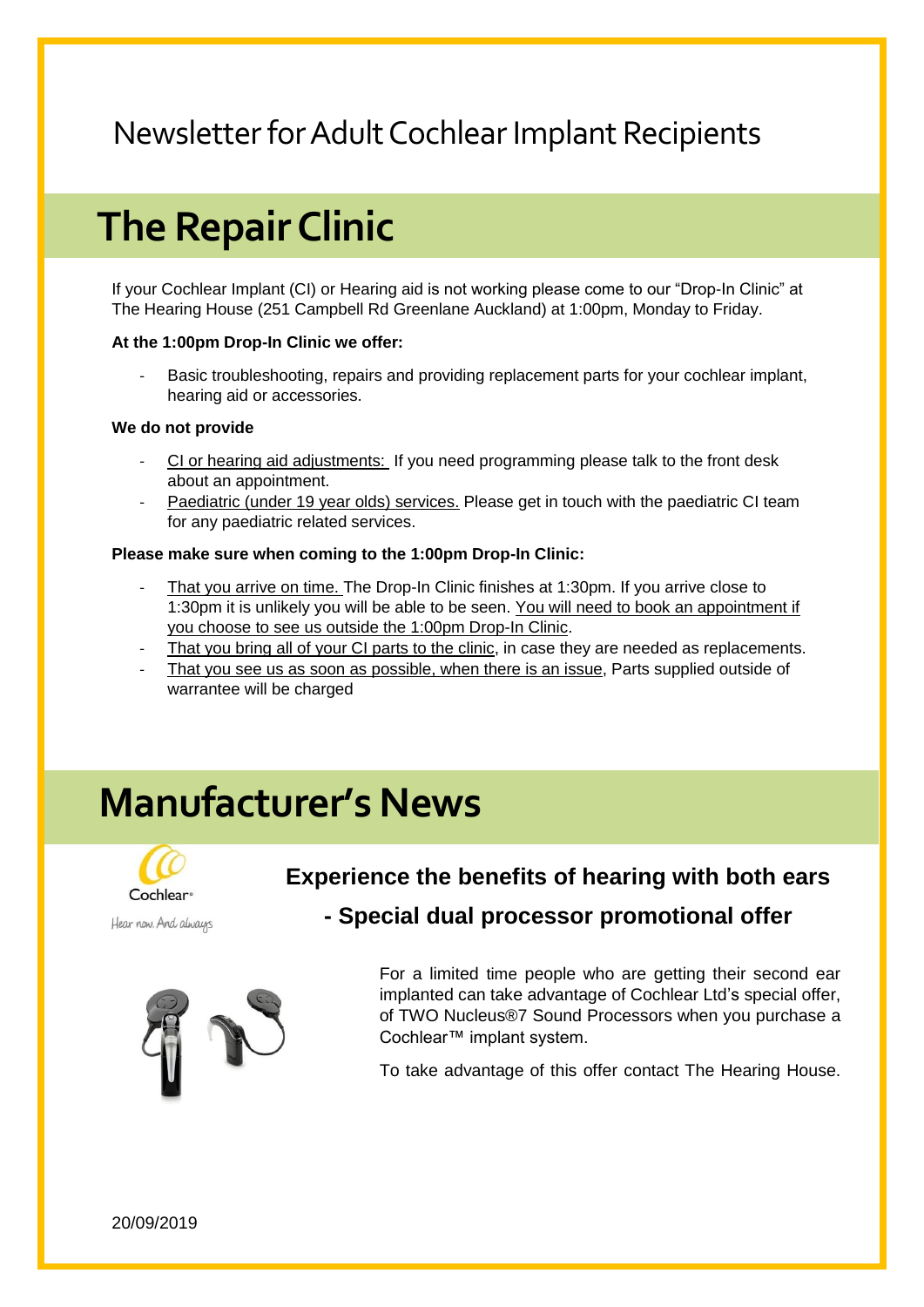# Newsletter for Adult Cochlear Implant Recipients

## The Repair Clinic

If your Cochlear Implant (CI) or Hearing aid is not working please come to our "Drop-In Clinic" at The Hearing House (251 Campbell Rd Greenlane Auckland) at 1:00pm, Monday to Friday.

**At the 1:00pm Drop-In Clinic we offer:**

- Basic troubleshooting, repairs and providing replacement parts for your cochlear implant, hearing aid or accessories.

**We do not provide**

- CI or hearing aid adjustments: If you need programming please talk to the front desk about an appointment.
- Paediatric (under 19 year olds) services. Please get in touch with the paediatric CI team for any paediatric related services.

**Please make sure when coming to the 1:00pm Drop-In Clinic:**

- That you arrive on time. The Drop-In Clinic finishes at 1:30pm. If you arrive close to 1:30pm it is unlikely you will be able to be seen. You will need to book an appointment if you choose to see us outside the 1:00pm Drop-In Clinic.
- That you bring all of your CI parts to the clinic, in case they are needed as replacements.
- That you see us as soon as possible, when there is an issue, Parts supplied outside of warrantee will be charged

## Manufacturer's News

Cochlear®

Hear now. And always

### Experience the benefits of hearing with both ears

### - Special dual processor promotional offer

For a limited time people who are getting their second ear implanted can take advantage of Cochlear Ltd's special offer, of TWO Nucleus®7 Sound Processors when you purchase a Cochlear™ implant system.

To take advantage of this offer contact The Hearing House.

20/09/2019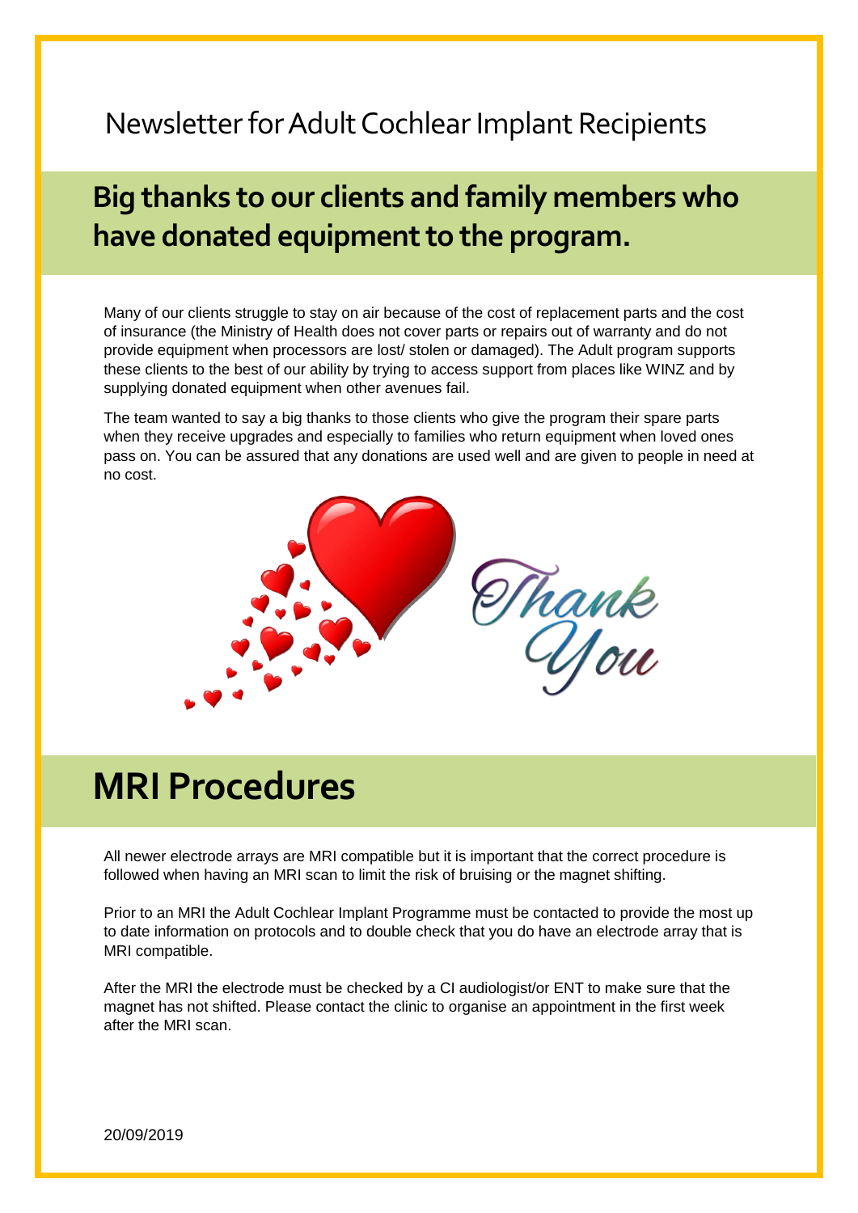Newsletter for Adult Cochlear Implant Recipients

## Big thanks to our clients and family members who have donated equipment to the program.

Many of our clients struggle to stay on air because of the cost of replacement parts and the cost of insurance (the Ministry of Health does not cover parts or repairs out of warranty and do not provide equipment when processors are lost/ stolen or damaged). The Adult program supports these clients to the best of our ability by trying to access support from places like WINZ and by supplying donated equipment when other avenues fail.

The team wanted to say a big thanks to those clients who give the program their spare parts when they receive upgrades and especially to families who return equipment when loved ones pass on. You can be assured that any donations are used well and are given to people in need at no cost.

## MRI Procedures

All newer electrode arrays are MRI compatible but it is important that the correct procedure is followed when having an MRI scan to limit the risk of bruising or the magnet shifting.

Prior to an MRI the Adult Cochlear Implant Programme must be contacted to provide the most up to date information on protocols and to double check that you do have an electrode array that is MRI compatible.

After the MRI the electrode must be checked by a CI audiologist/or ENT to make sure that the magnet has not shifted. Please contact the clinic to organise an appointment in the first week after the MRI scan.

20/09/2019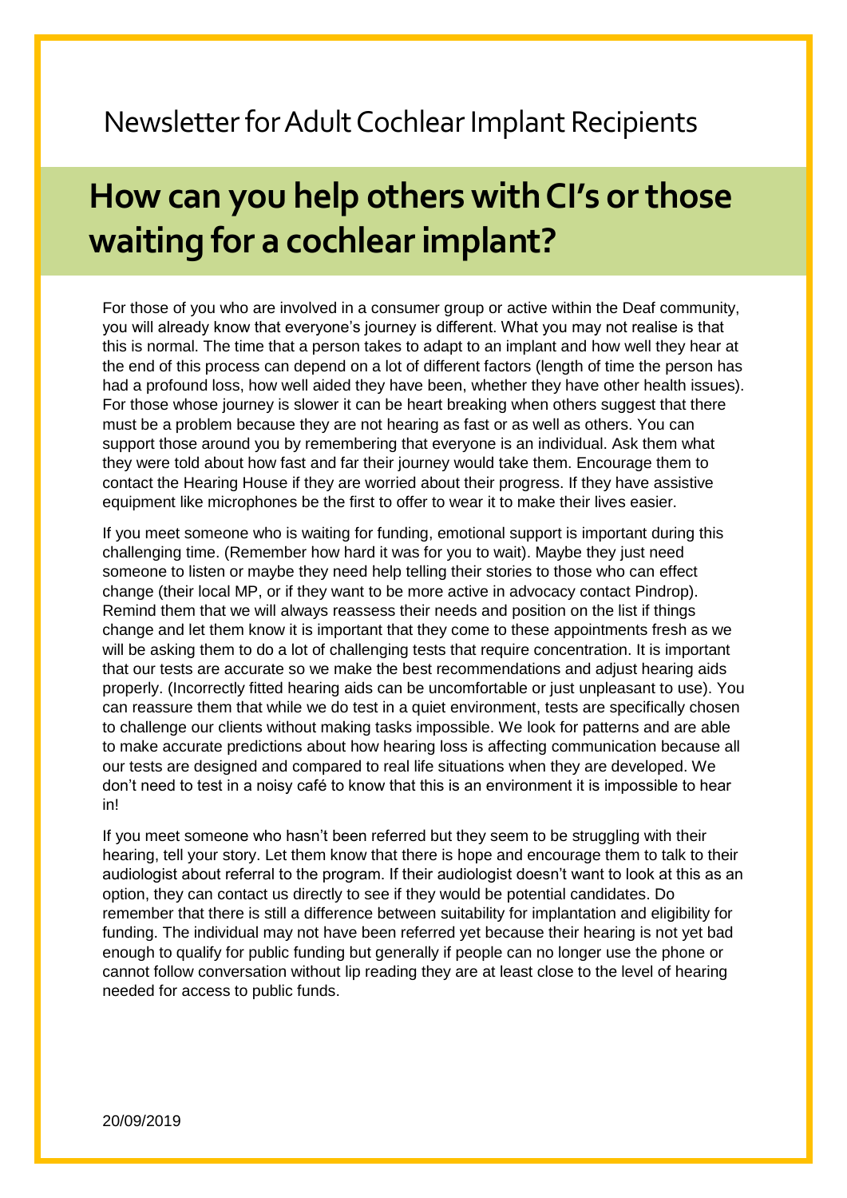Newsletter for Adult Cochlear Implant Recipients

# How can you help others with CI's or those waiting for a cochlear implant?

For those of you who are involved in a consumer group or active within the Deaf community, you will already know that everyone's journey is different. What you may not realise is that this is normal. The time that a person takes to adapt to an implant and how well they hear at the end of this process can depend on a lot of different factors (length of time the person has had a profound loss, how well aided they have been, whether they have other health issues). For those whose journey is slower it can be heart breaking when others suggest that there must be a problem because they are not hearing as fast or as well as others. You can support those around you by remembering that everyone is an individual. Ask them what they were told about how fast and far their journey would take them. Encourage them to contact the Hearing House if they are worried about their progress. If they have assistive equipment like microphones be the first to offer to wear it to make their lives easier.

If you meet someone who is waiting for funding, emotional support is important during this challenging time. (Remember how hard it was for you to wait). Maybe they just need someone to listen or maybe they need help telling their stories to those who can effect change (their local MP, or if they want to be more active in advocacy contact Pindrop). Remind them that we will always reassess their needs and position on the list if things change and let them know it is important that they come to these appointments fresh as we will be asking them to do a lot of challenging tests that require concentration. It is important that our tests are accurate so we make the best recommendations and adjust hearing aids properly. (Incorrectly fitted hearing aids can be uncomfortable or just unpleasant to use). You can reassure them that while we do test in a quiet environment, tests are specifically chosen to challenge our clients without making tasks impossible. We look for patterns and are able to make accurate predictions about how hearing loss is affecting communication because all our tests are designed and compared to real life situations when they are developed. We don't need to test in a noisy café to know that this is an environment it is impossible to hear in!

If you meet someone who hasn't been referred but they seem to be struggling with their hearing, tell your story. Let them know that there is hope and encourage them to talk to their audiologist about referral to the program. If their audiologist doesn't want to look at this as an option, they can contact us directly to see if they would be potential candidates. Do remember that there is still a difference between suitability for implantation and eligibility for funding. The individual may not have been referred yet because their hearing is not yet bad enough to qualify for public funding but generally if people can no longer use the phone or cannot follow conversation without lip reading they are at least close to the level of hearing needed for access to public funds.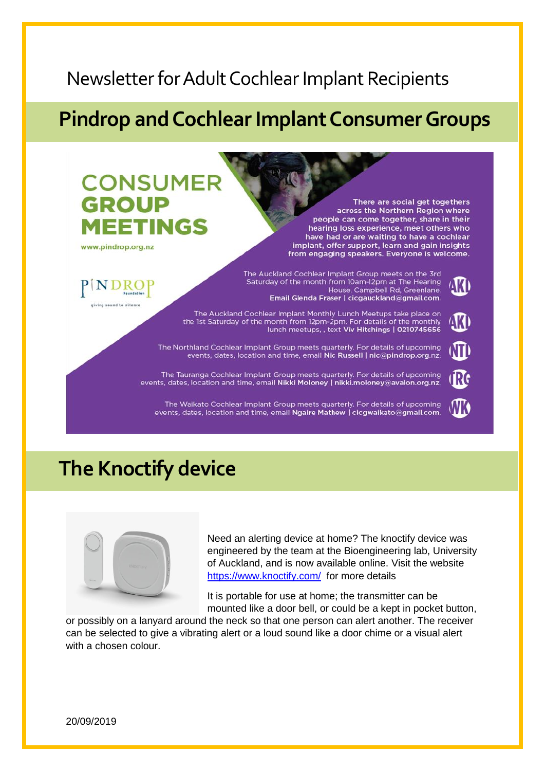Newsletter for Adult Cochlear Implant Recipients

## Pindrop and Cochlear Implant Consumer Groups

**CONSUMER GROUP MEETINGS**

www.pindrop.org.nz

PINDROP Foundation

giving sound to silence

There are social get togethers across the Northern Region where people can come together, share in their hearing loss experience, meet others who have had or are waiting to have a cochlear implant, offer support, learn and gain insights from engaging speakers. Everyone is welcome.

**AKL** The Auckland Cochlear Implant Group meets on the 3rd Saturday of the month from 10am-12pm at The Hearing House, Campbell Rd, Greenlane. **Email Glenda Fraser | cicgauckland@gmail.com.**

**AKL** The Auckland Cochlear Implant Monthly Lunch Meetups take place on the 1st Saturday of the month from 12pm-2pm. For details of the monthly lunch meetups, , text **Viv Hitchings | 0210745656**

**NTL** The Northland Cochlear Implant Group meets quarterly. For details of upcoming events, dates, location and time, email **Nic Russell | nic@pindrop.org.nz.**

**TRG** The Tauranga Cochlear Implant Group meets quarterly. For details of upcoming events, dates, location and time, email **Nikki Moloney | nikki.moloney@avalon.org.nz.**

**WK** The Waikato Cochlear Implant Group meets quarterly. For details of upcoming events, dates, location and time, email **Ngaire Mathew | cicgwaikato@gmail.com.**

## The Knoctify device

Need an alerting device at home? The knoctify device was engineered by the team at the Bioengineering lab, University of Auckland, and is now available online. Visit the website https://www.knoctify.com/ for more details

It is portable for use at home; the transmitter can be mounted like a door bell, or could be a kept in pocket button, or possibly on a lanyard around the neck so that one person can alert another. The receiver can be selected to give a vibrating alert or a loud sound like a door chime or a visual alert with a chosen colour.

20/09/2019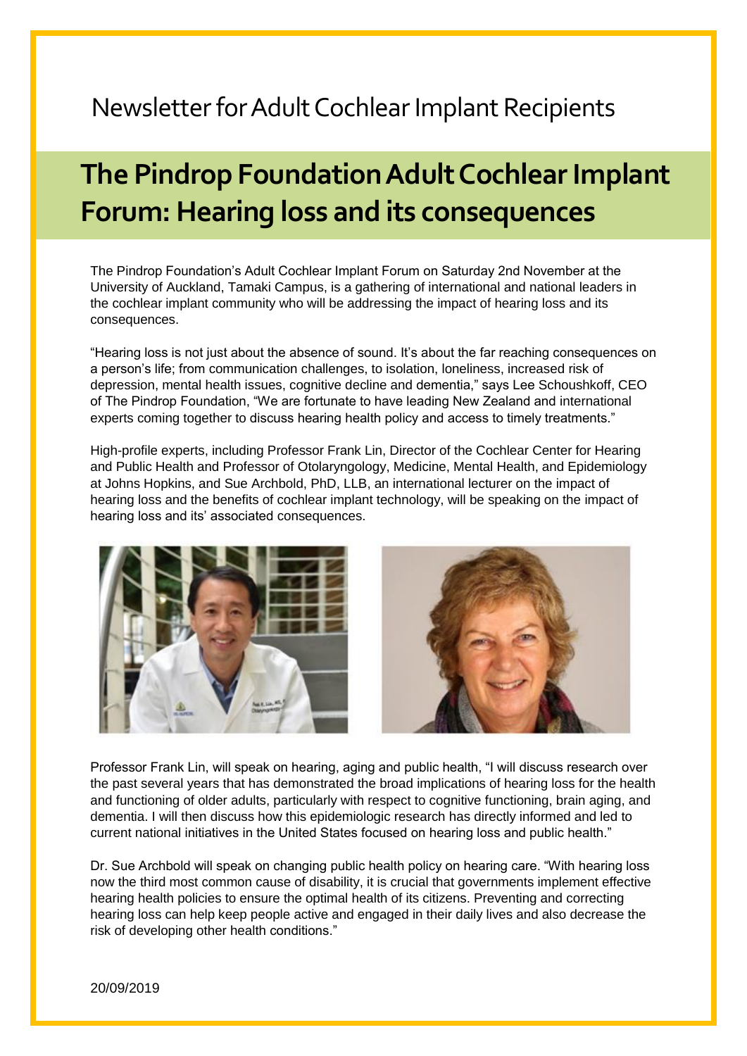Newsletter for Adult Cochlear Implant Recipients

# The Pindrop Foundation Adult Cochlear Implant Forum: Hearing loss and its consequences

The Pindrop Foundation's Adult Cochlear Implant Forum on Saturday 2nd November at the University of Auckland, Tamaki Campus, is a gathering of international and national leaders in the cochlear implant community who will be addressing the impact of hearing loss and its consequences.

"Hearing loss is not just about the absence of sound. It's about the far reaching consequences on a person's life; from communication challenges, to isolation, loneliness, increased risk of depression, mental health issues, cognitive decline and dementia," says Lee Schoushkoff, CEO of The Pindrop Foundation, "We are fortunate to have leading New Zealand and international experts coming together to discuss hearing health policy and access to timely treatments."

High-profile experts, including Professor Frank Lin, Director of the Cochlear Center for Hearing and Public Health and Professor of Otolaryngology, Medicine, Mental Health, and Epidemiology at Johns Hopkins, and Sue Archbold, PhD, LLB, an international lecturer on the impact of hearing loss and the benefits of cochlear implant technology, will be speaking on the impact of hearing loss and its' associated consequences.

Professor Frank Lin, will speak on hearing, aging and public health, "I will discuss research over the past several years that has demonstrated the broad implications of hearing loss for the health and functioning of older adults, particularly with respect to cognitive functioning, brain aging, and dementia. I will then discuss how this epidemiologic research has directly informed and led to current national initiatives in the United States focused on hearing loss and public health."

Dr. Sue Archbold will speak on changing public health policy on hearing care. "With hearing loss now the third most common cause of disability, it is crucial that governments implement effective hearing health policies to ensure the optimal health of its citizens. Preventing and correcting hearing loss can help keep people active and engaged in their daily lives and also decrease the risk of developing other health conditions."

20/09/2019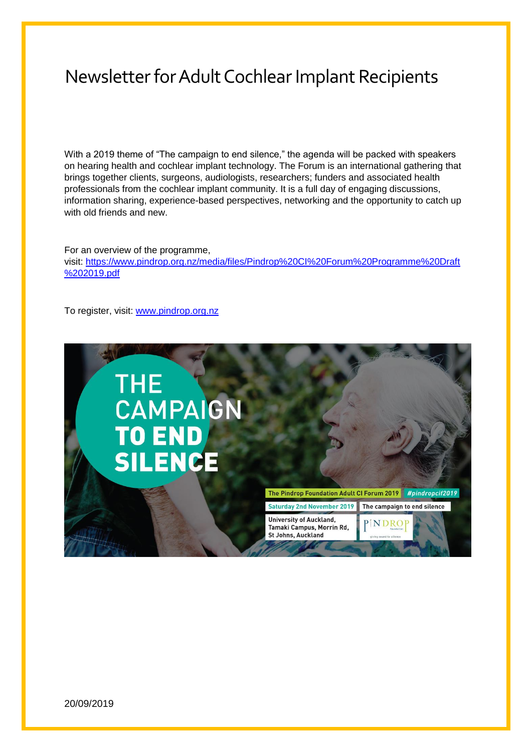# Newsletter for Adult Cochlear Implant Recipients

With a 2019 theme of "The campaign to end silence," the agenda will be packed with speakers on hearing health and cochlear implant technology. The Forum is an international gathering that brings together clients, surgeons, audiologists, researchers; funders and associated health professionals from the cochlear implant community. It is a full day of engaging discussions, information sharing, experience-based perspectives, networking and the opportunity to catch up with old friends and new.

For an overview of the programme, visit: [https://www.pindrop.org.nz/media/files/Pindrop%20CI%20Forum%20Programme%20Draft%202019.pdf](https://www.pindrop.org.nz/media/files/Pindrop%20CI%20Forum%20Programme%20Draft%202019.pdf)

To register, visit: [www.pindrop.org.nz](http://www.pindrop.org.nz)

THE CAMPAIGN TO END SILENCE

The Pindrop Foundation Adult CI Forum 2019 #pindropcif2019

Saturday 2nd November 2019 | The campaign to end silence

University of Auckland, Tamaki Campus, Morrin Rd, St Johns, Auckland

PINDROP Foundation – giving sound to silence

20/09/2019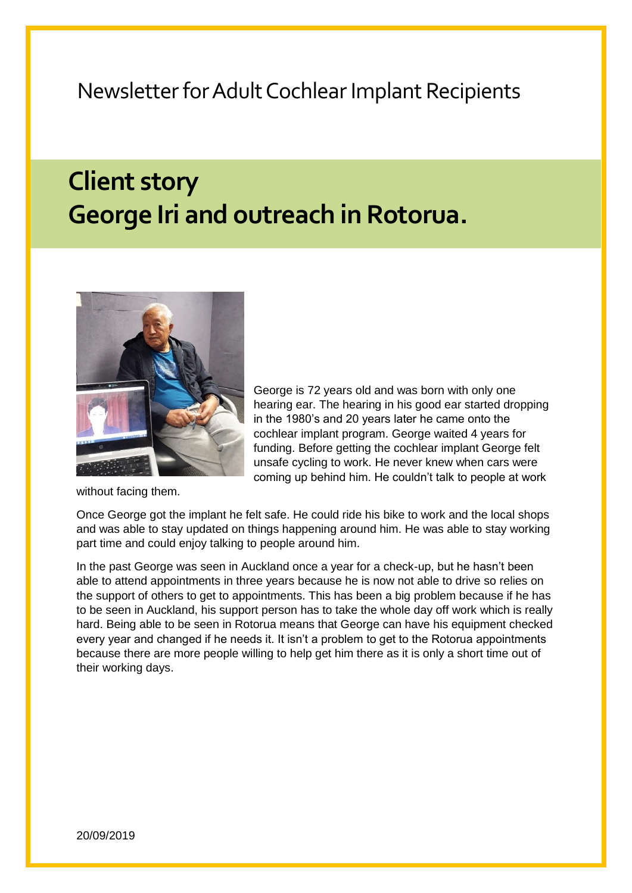Newsletter for Adult Cochlear Implant Recipients

## Client story
## George Iri and outreach in Rotorua.

George is 72 years old and was born with only one hearing ear. The hearing in his good ear started dropping in the 1980's and 20 years later he came onto the cochlear implant program. George waited 4 years for funding. Before getting the cochlear implant George felt unsafe cycling to work. He never knew when cars were coming up behind him. He couldn't talk to people at work without facing them.

Once George got the implant he felt safe. He could ride his bike to work and the local shops and was able to stay updated on things happening around him. He was able to stay working part time and could enjoy talking to people around him.

In the past George was seen in Auckland once a year for a check-up, but he hasn't been able to attend appointments in three years because he is now not able to drive so relies on the support of others to get to appointments. This has been a big problem because if he has to be seen in Auckland, his support person has to take the whole day off work which is really hard. Being able to be seen in Rotorua means that George can have his equipment checked every year and changed if he needs it. It isn't a problem to get to the Rotorua appointments because there are more people willing to help get him there as it is only a short time out of their working days.

20/09/2019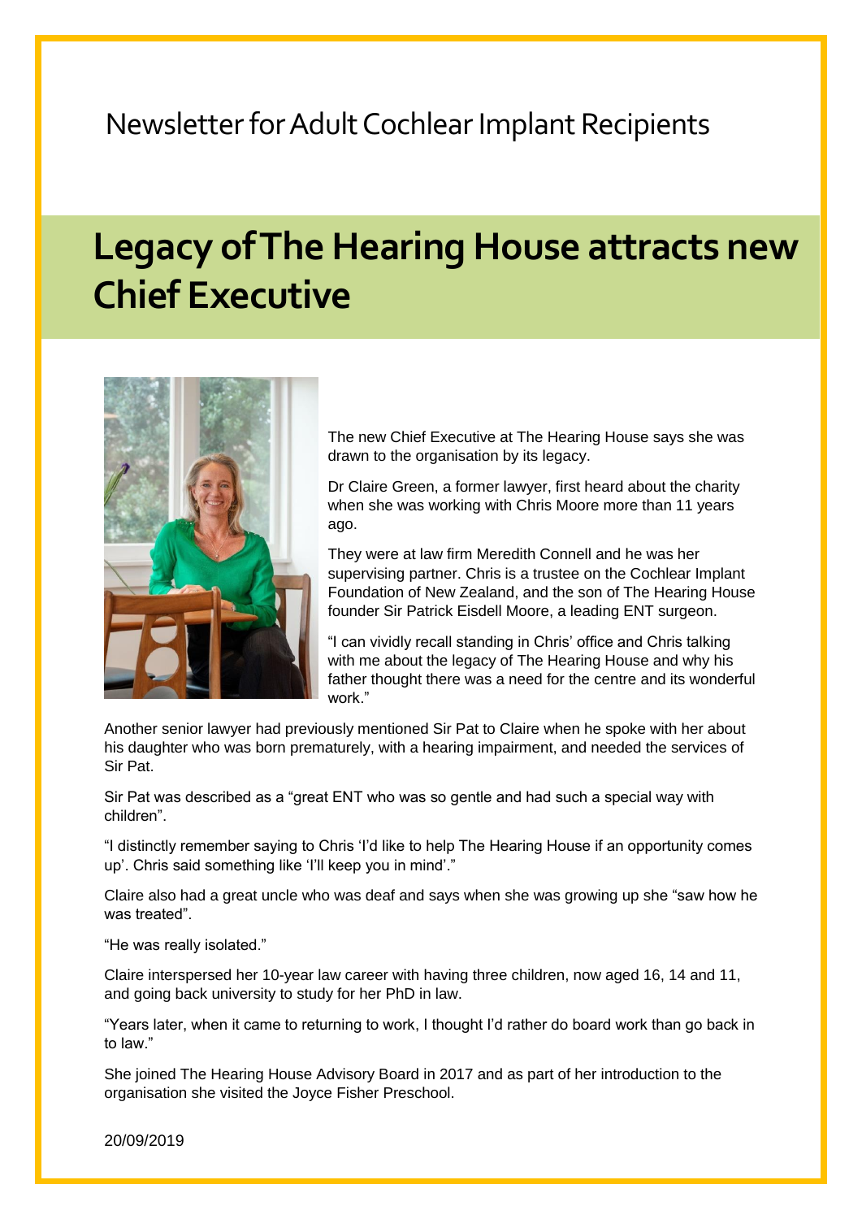Newsletter for Adult Cochlear Implant Recipients

# Legacy of The Hearing House attracts new Chief Executive

The new Chief Executive at The Hearing House says she was drawn to the organisation by its legacy.

Dr Claire Green, a former lawyer, first heard about the charity when she was working with Chris Moore more than 11 years ago.

They were at law firm Meredith Connell and he was her supervising partner. Chris is a trustee on the Cochlear Implant Foundation of New Zealand, and the son of The Hearing House founder Sir Patrick Eisdell Moore, a leading ENT surgeon.

"I can vividly recall standing in Chris' office and Chris talking with me about the legacy of The Hearing House and why his father thought there was a need for the centre and its wonderful work."

Another senior lawyer had previously mentioned Sir Pat to Claire when he spoke with her about his daughter who was born prematurely, with a hearing impairment, and needed the services of Sir Pat.

Sir Pat was described as a "great ENT who was so gentle and had such a special way with children".

"I distinctly remember saying to Chris 'I'd like to help The Hearing House if an opportunity comes up'. Chris said something like 'I'll keep you in mind'."

Claire also had a great uncle who was deaf and says when she was growing up she "saw how he was treated".

"He was really isolated."

Claire interspersed her 10-year law career with having three children, now aged 16, 14 and 11, and going back university to study for her PhD in law.

"Years later, when it came to returning to work, I thought I'd rather do board work than go back in to law."

She joined The Hearing House Advisory Board in 2017 and as part of her introduction to the organisation she visited the Joyce Fisher Preschool.

20/09/2019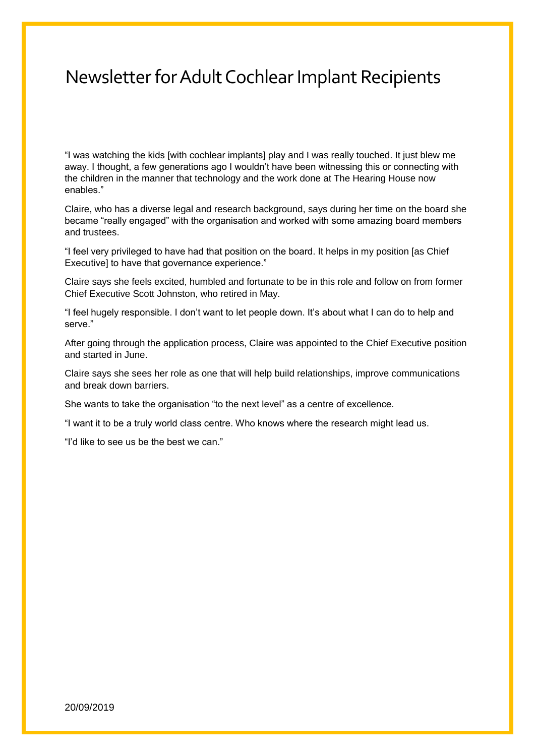# Newsletter for Adult Cochlear Implant Recipients

"I was watching the kids [with cochlear implants] play and I was really touched. It just blew me away. I thought, a few generations ago I wouldn't have been witnessing this or connecting with the children in the manner that technology and the work done at The Hearing House now enables."

Claire, who has a diverse legal and research background, says during her time on the board she became "really engaged" with the organisation and worked with some amazing board members and trustees.

"I feel very privileged to have had that position on the board. It helps in my position [as Chief Executive] to have that governance experience."

Claire says she feels excited, humbled and fortunate to be in this role and follow on from former Chief Executive Scott Johnston, who retired in May.

"I feel hugely responsible. I don't want to let people down. It's about what I can do to help and serve."

After going through the application process, Claire was appointed to the Chief Executive position and started in June.

Claire says she sees her role as one that will help build relationships, improve communications and break down barriers.

She wants to take the organisation "to the next level" as a centre of excellence.

"I want it to be a truly world class centre. Who knows where the research might lead us.

"I'd like to see us be the best we can."

20/09/2019